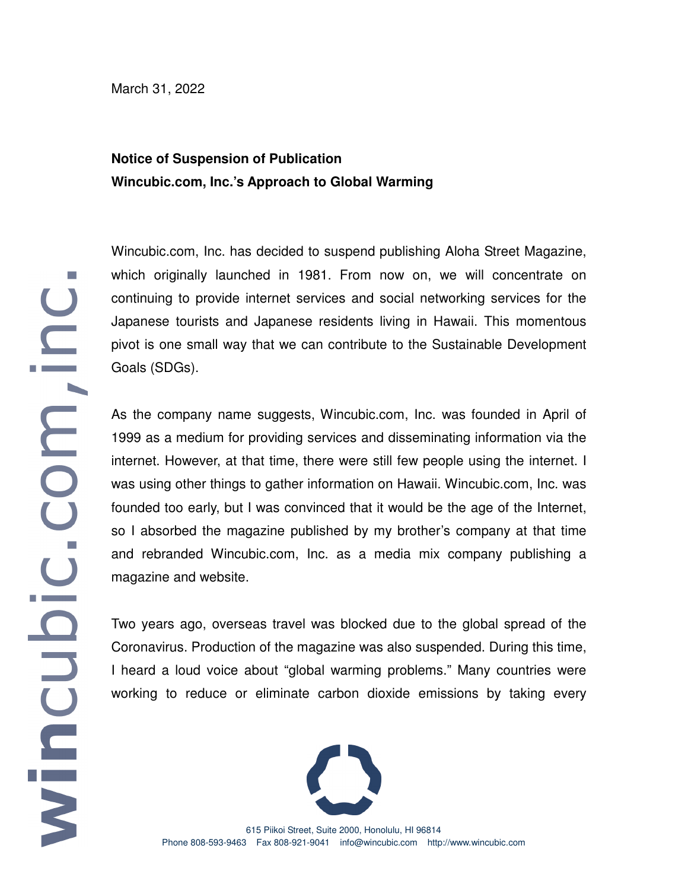March 31, 2022

**Notice of Suspension of Publication**
**Wincubic.com, Inc.'s Approach to Global Warming**

Wincubic.com, Inc. has decided to suspend publishing Aloha Street Magazine, which originally launched in 1981. From now on, we will concentrate on continuing to provide internet services and social networking services for the Japanese tourists and Japanese residents living in Hawaii. This momentous pivot is one small way that we can contribute to the Sustainable Development Goals (SDGs).

As the company name suggests, Wincubic.com, Inc. was founded in April of 1999 as a medium for providing services and disseminating information via the internet. However, at that time, there were still few people using the internet. I was using other things to gather information on Hawaii. Wincubic.com, Inc. was founded too early, but I was convinced that it would be the age of the Internet, so I absorbed the magazine published by my brother's company at that time and rebranded Wincubic.com, Inc. as a media mix company publishing a magazine and website.

Two years ago, overseas travel was blocked due to the global spread of the Coronavirus. Production of the magazine was also suspended. During this time, I heard a loud voice about "global warming problems." Many countries were working to reduce or eliminate carbon dioxide emissions by taking every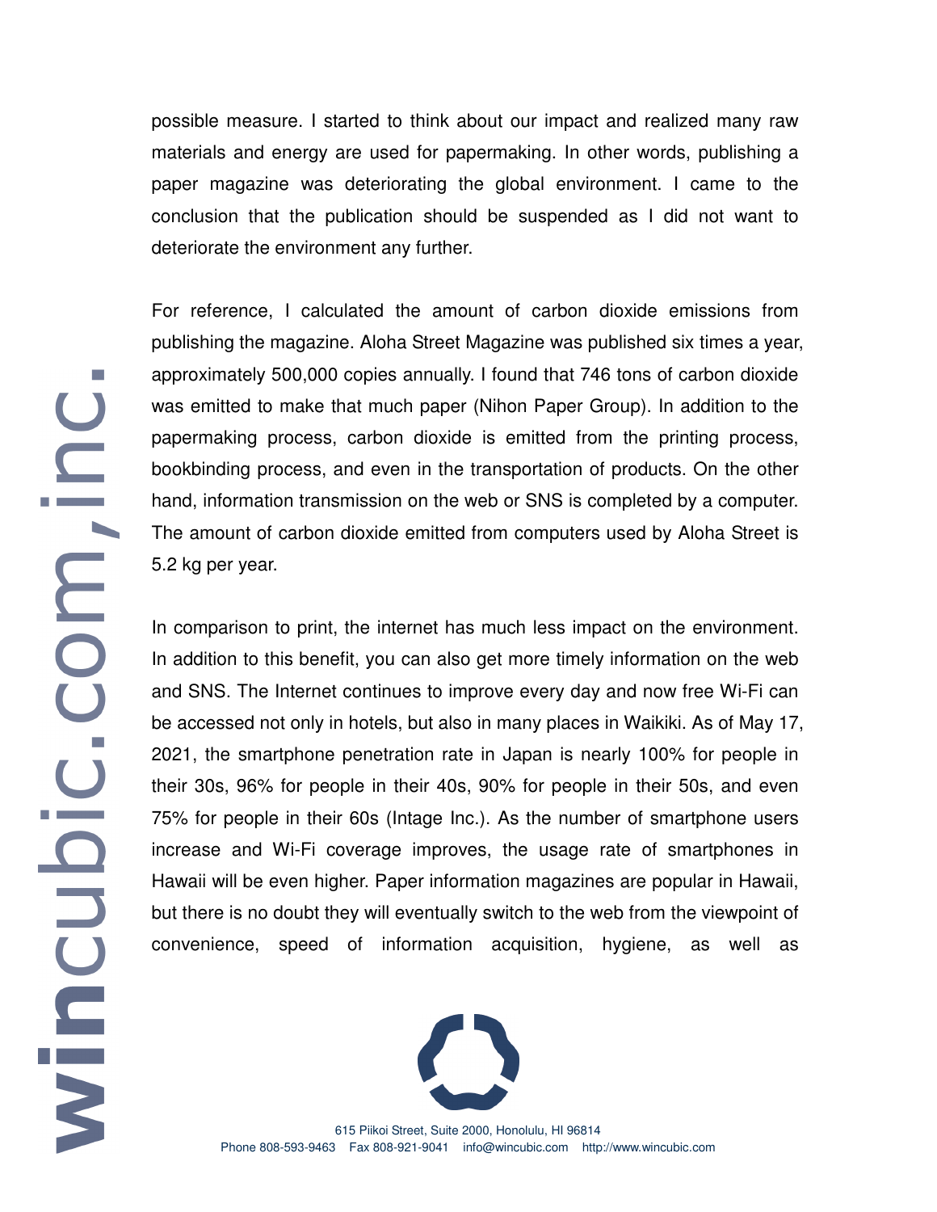possible measure. I started to think about our impact and realized many raw materials and energy are used for papermaking. In other words, publishing a paper magazine was deteriorating the global environment. I came to the conclusion that the publication should be suspended as I did not want to deteriorate the environment any further.

For reference, I calculated the amount of carbon dioxide emissions from publishing the magazine. Aloha Street Magazine was published six times a year, approximately 500,000 copies annually. I found that 746 tons of carbon dioxide was emitted to make that much paper (Nihon Paper Group). In addition to the papermaking process, carbon dioxide is emitted from the printing process, bookbinding process, and even in the transportation of products. On the other hand, information transmission on the web or SNS is completed by a computer. The amount of carbon dioxide emitted from computers used by Aloha Street is 5.2 kg per year.

In comparison to print, the internet has much less impact on the environment. In addition to this benefit, you can also get more timely information on the web and SNS. The Internet continues to improve every day and now free Wi-Fi can be accessed not only in hotels, but also in many places in Waikiki. As of May 17, 2021, the smartphone penetration rate in Japan is nearly 100% for people in their 30s, 96% for people in their 40s, 90% for people in their 50s, and even 75% for people in their 60s (Intage Inc.). As the number of smartphone users increase and Wi-Fi coverage improves, the usage rate of smartphones in Hawaii will be even higher. Paper information magazines are popular in Hawaii, but there is no doubt they will eventually switch to the web from the viewpoint of convenience, speed of information acquisition, hygiene, as well as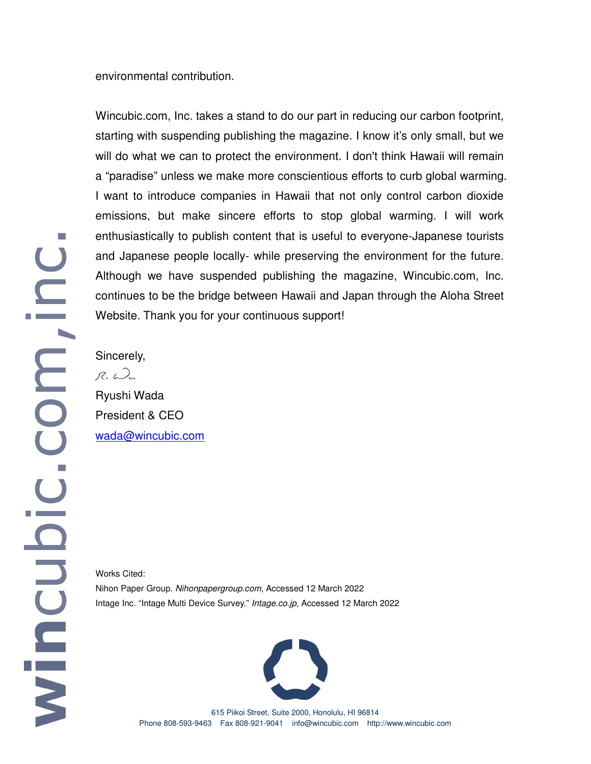environmental contribution.

Wincubic.com, Inc. takes a stand to do our part in reducing our carbon footprint, starting with suspending publishing the magazine. I know it's only small, but we will do what we can to protect the environment. I don't think Hawaii will remain a "paradise" unless we make more conscientious efforts to curb global warming. I want to introduce companies in Hawaii that not only control carbon dioxide emissions, but make sincere efforts to stop global warming. I will work enthusiastically to publish content that is useful to everyone-Japanese tourists and Japanese people locally- while preserving the environment for the future. Although we have suspended publishing the magazine, Wincubic.com, Inc. continues to be the bridge between Hawaii and Japan through the Aloha Street Website. Thank you for your continuous support!

Sincerely,

Ryushi Wada
President & CEO
wada@wincubic.com

Works Cited:
Nihon Paper Group. *Nihonpapergroup.com,* Accessed 12 March 2022
Intage Inc. "Intage Multi Device Survey." *Intage.co.jp,* Accessed 12 March 2022

615 Piikoi Street, Suite 2000, Honolulu, HI 96814
Phone 808-593-9463 Fax 808-921-9041 info@wincubic.com http://www.wincubic.com